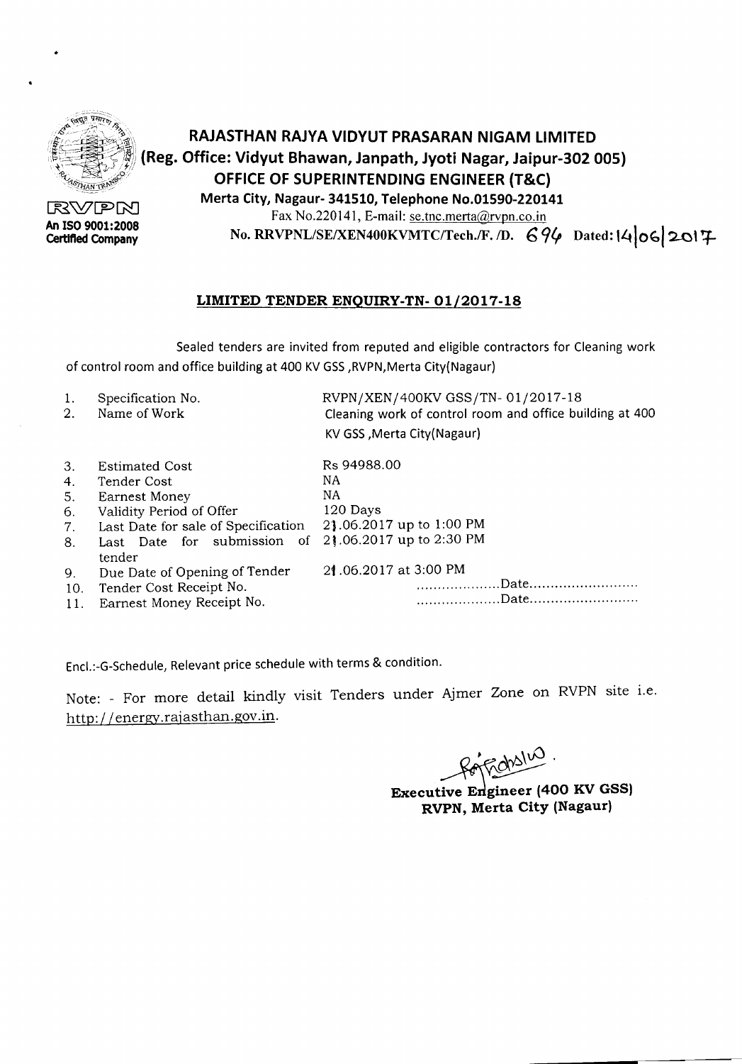RVPN
An ISO 9001:2008 Certified Company

# RAJASTHAN RAJYA VIDYUT PRASARAN NIGAM LIMITED

**(Reg. Office: Vidyut Bhawan, Janpath, Jyoti Nagar, Jaipur-302 005)**

**OFFICE OF SUPERINTENDING ENGINEER (T&C)**

**Merta City, Nagaur- 341510, Telephone No.01590-220141**

Fax No.220141, E-mail: se.tnc.merta@rvpn.co.in

**No. RRVPNL/SE/XEN400KVMTC/Tech./F. /D. 694 Dated: 14/06/2017**

## LIMITED TENDER ENQUIRY-TN- 01/2017-18

Sealed tenders are invited from reputed and eligible contractors for Cleaning work of control room and office building at 400 KV GSS ,RVPN,Merta City(Nagaur)

| | | |
|---|---|---|
| 1. | Specification No. | RVPN/XEN/400KV GSS/TN- 01/2017-18 |
| 2. | Name of Work | Cleaning work of control room and office building at 400 KV GSS ,Merta City(Nagaur) |
| 3. | Estimated Cost | Rs 94988.00 |
| 4. | Tender Cost | NA |
| 5. | Earnest Money | NA |
| 6. | Validity Period of Offer | 120 Days |
| 7. | Last Date for sale of Specification | 21.06.2017 up to 1:00 PM |
| 8. | Last Date for submission of tender | 21.06.2017 up to 2:30 PM |
| 9. | Due Date of Opening of Tender | 21.06.2017 at 3:00 PM |
| 10. | Tender Cost Receipt No. | ....................Date.......................... |
| 11. | Earnest Money Receipt No. | ....................Date.......................... |

Encl.:-G-Schedule, Relevant price schedule with terms & condition.

Note: - For more detail kindly visit Tenders under Ajmer Zone on RVPN site i.e. http://energy.rajasthan.gov.in.

**Executive Engineer (400 KV GSS)**
**RVPN, Merta City (Nagaur)**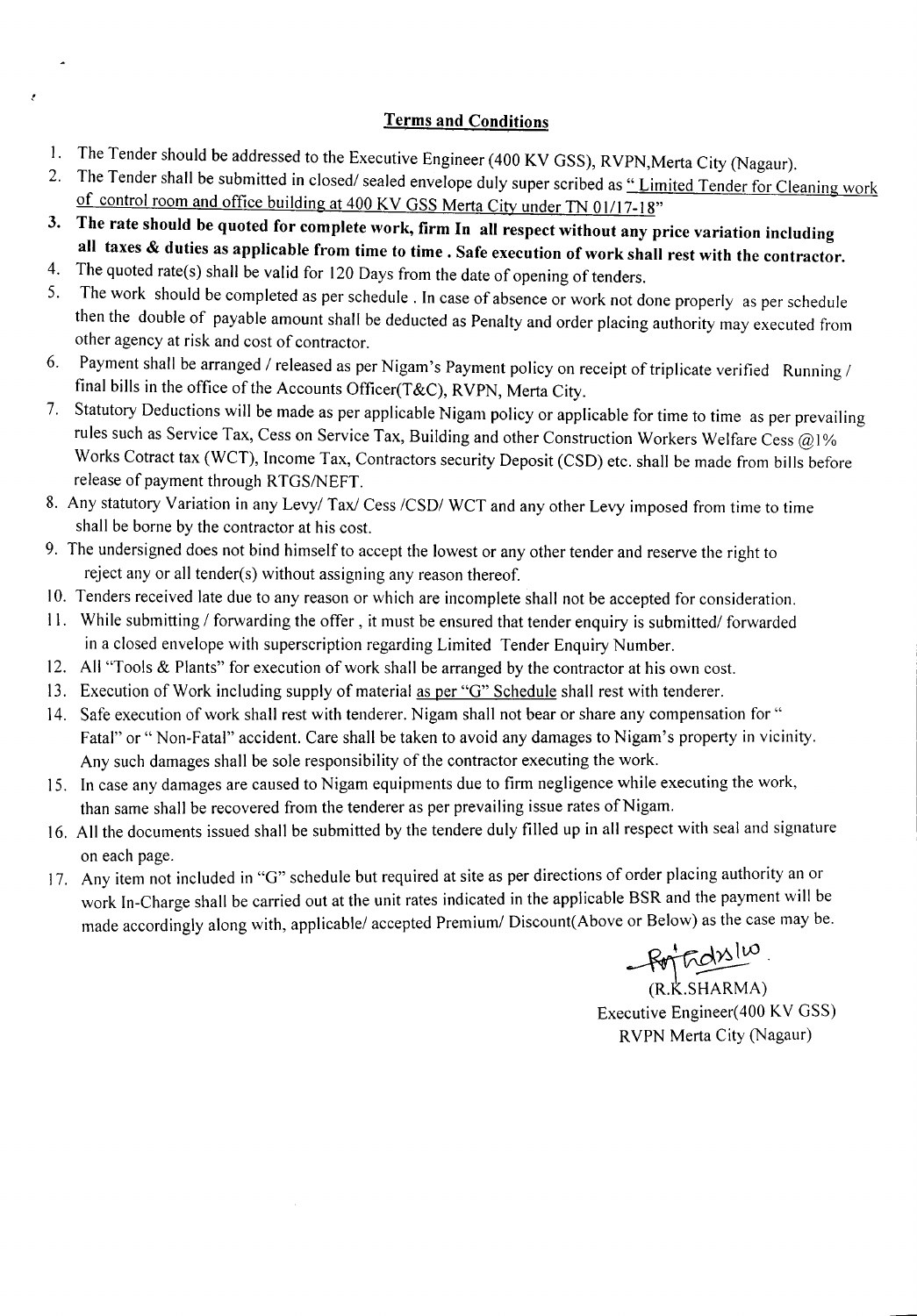## Terms and Conditions

1. The Tender should be addressed to the Executive Engineer (400 KV GSS), RVPN,Merta City (Nagaur).
2. The Tender shall be submitted in closed/ sealed envelope duly super scribed as "Limited Tender for Cleaning work of control room and office building at 400 KV GSS Merta City under TN 01/17-18"
3. **The rate should be quoted for complete work, firm In all respect without any price variation including all taxes & duties as applicable from time to time . Safe execution of work shall rest with the contractor.**
4. The quoted rate(s) shall be valid for 120 Days from the date of opening of tenders.
5. The work should be completed as per schedule . In case of absence or work not done properly as per schedule then the double of payable amount shall be deducted as Penalty and order placing authority may executed from other agency at risk and cost of contractor.
6. Payment shall be arranged / released as per Nigam's Payment policy on receipt of triplicate verified Running / final bills in the office of the Accounts Officer(T&C), RVPN, Merta City.
7. Statutory Deductions will be made as per applicable Nigam policy or applicable for time to time as per prevailing rules such as Service Tax, Cess on Service Tax, Building and other Construction Workers Welfare Cess @1% Works Cotract tax (WCT), Income Tax, Contractors security Deposit (CSD) etc. shall be made from bills before release of payment through RTGS/NEFT.
8. Any statutory Variation in any Levy/ Tax/ Cess /CSD/ WCT and any other Levy imposed from time to time shall be borne by the contractor at his cost.
9. The undersigned does not bind himself to accept the lowest or any other tender and reserve the right to reject any or all tender(s) without assigning any reason thereof.
10. Tenders received late due to any reason or which are incomplete shall not be accepted for consideration.
11. While submitting / forwarding the offer , it must be ensured that tender enquiry is submitted/ forwarded in a closed envelope with superscription regarding Limited Tender Enquiry Number.
12. All "Tools & Plants" for execution of work shall be arranged by the contractor at his own cost.
13. Execution of Work including supply of material as per "G" Schedule shall rest with tenderer.
14. Safe execution of work shall rest with tenderer. Nigam shall not bear or share any compensation for " Fatal" or " Non-Fatal" accident. Care shall be taken to avoid any damages to Nigam's property in vicinity. Any such damages shall be sole responsibility of the contractor executing the work.
15. In case any damages are caused to Nigam equipments due to firm negligence while executing the work, than same shall be recovered from the tenderer as per prevailing issue rates of Nigam.
16. All the documents issued shall be submitted by the tendere duly filled up in all respect with seal and signature on each page.
17. Any item not included in "G" schedule but required at site as per directions of order placing authority an or work In-Charge shall be carried out at the unit rates indicated in the applicable BSR and the payment will be made accordingly along with, applicable/ accepted Premium/ Discount(Above or Below) as the case may be.

(R.K.SHARMA)
Executive Engineer(400 KV GSS)
RVPN Merta City (Nagaur)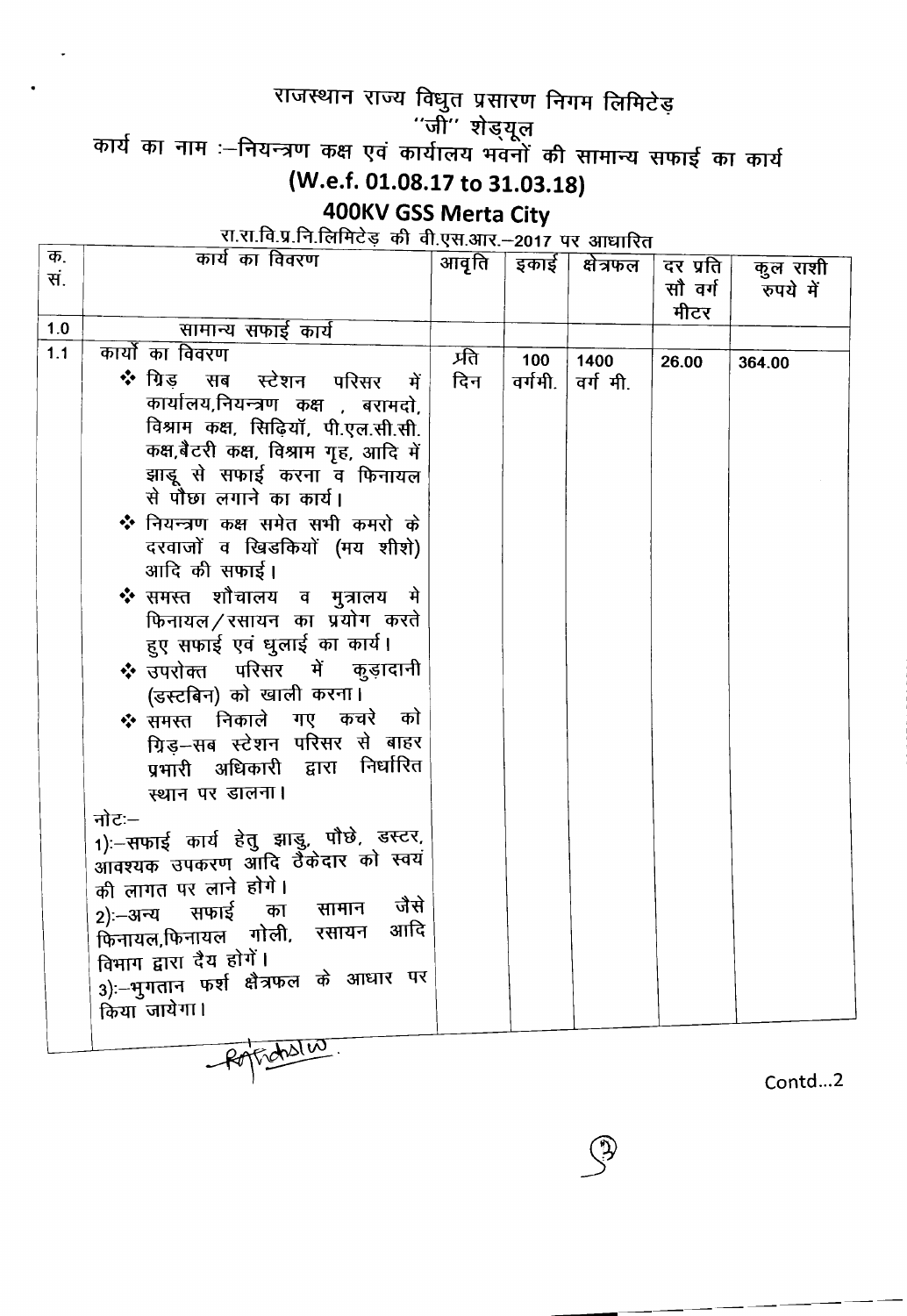# राजस्थान राज्य विद्युत प्रसारण निगम लिमिटेड़

## "जी" शेड्यूल

## कार्य का नाम :–नियन्त्रण कक्ष एवं कार्यालय भवनों की सामान्य सफाई का कार्य

## (W.e.f. 01.08.17 to 31.03.18)

## 400KV GSS Merta City

रा.रा.वि.प्र.नि.लिमिटेड़ की वी.एस.आर.–2017 पर आधारित

| क्र. सं. | कार्य का विवरण | आवृति | इकाई | क्षेत्रफल | दर प्रति सौ वर्ग मीटर | कुल राशी रुपये में |
|---|---|---|---|---|---|---|
| 1.0 | सामान्य सफाई कार्य | | | | | |
| 1.1 | कार्यो का विवरण<br>❖ ग्रिड़ सब स्टेशन परिसर में कार्यालय,नियन्त्रण कक्ष , बरामदो, विश्राम कक्ष, सिढ़ियाॅ, पी.एल.सी.सी. कक्ष,बैटरी कक्ष, विश्राम गृह, आदि में झाडू से सफाई करना व फिनायल से पौछा लगाने का कार्य।<br>❖ नियन्त्रण कक्ष समेत सभी कमरो के दरवाजों व खिडकियों (मय शीशे) आदि की सफाई।<br>❖ समस्त शौचालय व मुत्रालय मे फिनायल/रसायन का प्रयोग करते हुए सफाई एवं धुलाई का कार्य।<br>❖ उपरोक्त परिसर में कुड़ादानी (डस्टबिन) को खाली करना।<br>❖ समस्त निकाले गए कचरे को ग्रिड़–सब स्टेशन परिसर से बाहर प्रभारी अधिकारी द्वारा निर्धारित स्थान पर डालना।<br>नोटः–<br>1):–सफाई कार्य हेतु झाडु, पौछे, डस्टर, आवश्यक उपकरण आदि ठैकेदार को स्वयं की लागत पर लाने होगें।<br>2):–अन्य सफाई का सामान जैसे फिनायल,फिनायल गोली, रसायन आदि विभाग द्वारा दैय होगें।<br>3):–भुगतान फर्श क्षैत्रफल के आधार पर किया जायेगा। | प्रति दिन | 100 वर्गमी. | 1400 वर्ग मी. | 26.00 | 364.00 |

Contd...2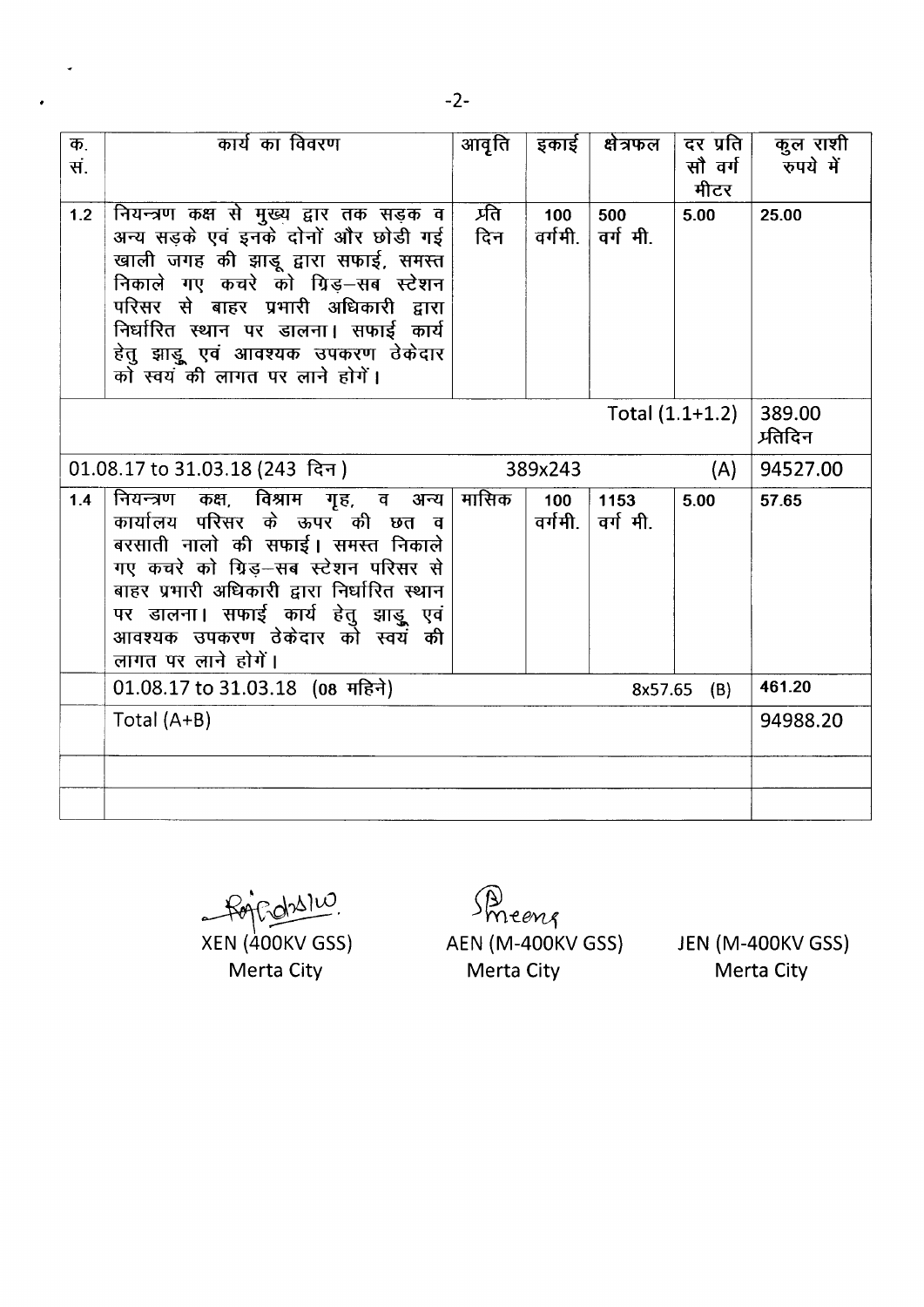| क्र. सं. | कार्य का विवरण | आवृति | इकाई | क्षेत्रफल | दर प्रति सौ वर्ग मीटर | कुल राशी रुपये में |
|---|---|---|---|---|---|---|
| 1.2 | नियन्त्रण कक्ष से मुख्य द्वार तक सड़क व अन्य सड़के एवं इनके दोनों और छोडी गई खाली जगह की झाड़ू द्वारा सफाई, समस्त निकाले गए कचरे को ग्रिड–सब स्टेशन परिसर से बाहर प्रभारी अधिकारी द्वारा निर्धारित स्थान पर डालना। सफाई कार्य हेतु झाड़ू एवं आवश्यक उपकरण ठेकेदार को स्वयं की लागत पर लाने होगें। | प्रति दिन | 100 वर्गमी. | 500 वर्ग मी. | 5.00 | 25.00 |
| | | | | | Total (1.1+1.2) | 389.00 प्रतिदिन |
| | 01.08.17 to 31.03.18 (243 दिन) | | 389x243 | | (A) | 94527.00 |
| 1.4 | नियन्त्रण कक्ष, विश्राम गृह, व अन्य कार्यालय परिसर के ऊपर की छत व बरसाती नालो की सफाई। समस्त निकाले गए कचरे को ग्रिड–सब स्टेशन परिसर से बाहर प्रभारी अधिकारी द्वारा निर्धारित स्थान पर डालना। सफाई कार्य हेतु झाड़ू एवं आवश्यक उपकरण ठेकेदार को स्वयं की लागत पर लाने होगें। | मासिक | 100 वर्गमी. | 1153 वर्ग मी. | 5.00 | 57.65 |
| | 01.08.17 to 31.03.18 (08 महिने) | | | 8x57.65 | (B) | 461.20 |
| | Total (A+B) | | | | | 94988.20 |
| | | | | | | |
| | | | | | | |

XEN (400KV GSS) Merta City

AEN (M-400KV GSS) Merta City

JEN (M-400KV GSS) Merta City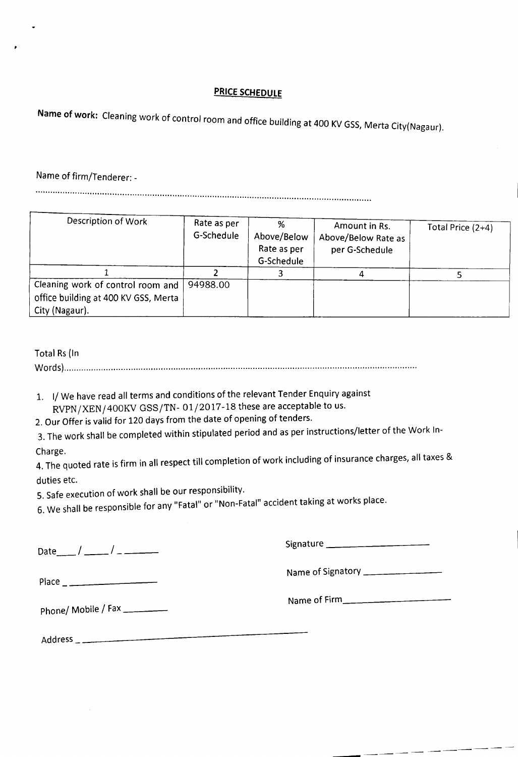## PRICE SCHEDULE

**Name of work:** Cleaning work of control room and office building at 400 KV GSS, Merta City(Nagaur).

Name of firm/Tenderer: -

.....................................................................................................................................

| Description of Work | Rate as per G-Schedule | % Above/Below Rate as per G-Schedule | Amount in Rs. Above/Below Rate as per G-Schedule | Total Price (2+4) |
|---|---|---|---|---|
| 1 | 2 | 3 | 4 | 5 |
| Cleaning work of control room and office building at 400 KV GSS, Merta City (Nagaur). | 94988.00 | | | |

Total Rs (In Words).........................................................................................................................................

1. I/ We have read all terms and conditions of the relevant Tender Enquiry against RVPN/XEN/400KV GSS/TN- 01/2017-18 these are acceptable to us.
2. Our Offer is valid for 120 days from the date of opening of tenders.
3. The work shall be completed within stipulated period and as per instructions/letter of the Work In-Charge.
4. The quoted rate is firm in all respect till completion of work including of insurance charges, all taxes & duties etc.
5. Safe execution of work shall be our responsibility.
6. We shall be responsible for any "Fatal" or "Non-Fatal" accident taking at works place.

Date____/_____/_______

Place ______________

Phone/ Mobile / Fax ________

Address ______________________________

Signature ____________________

Name of Signatory ______________

Name of Firm____________________